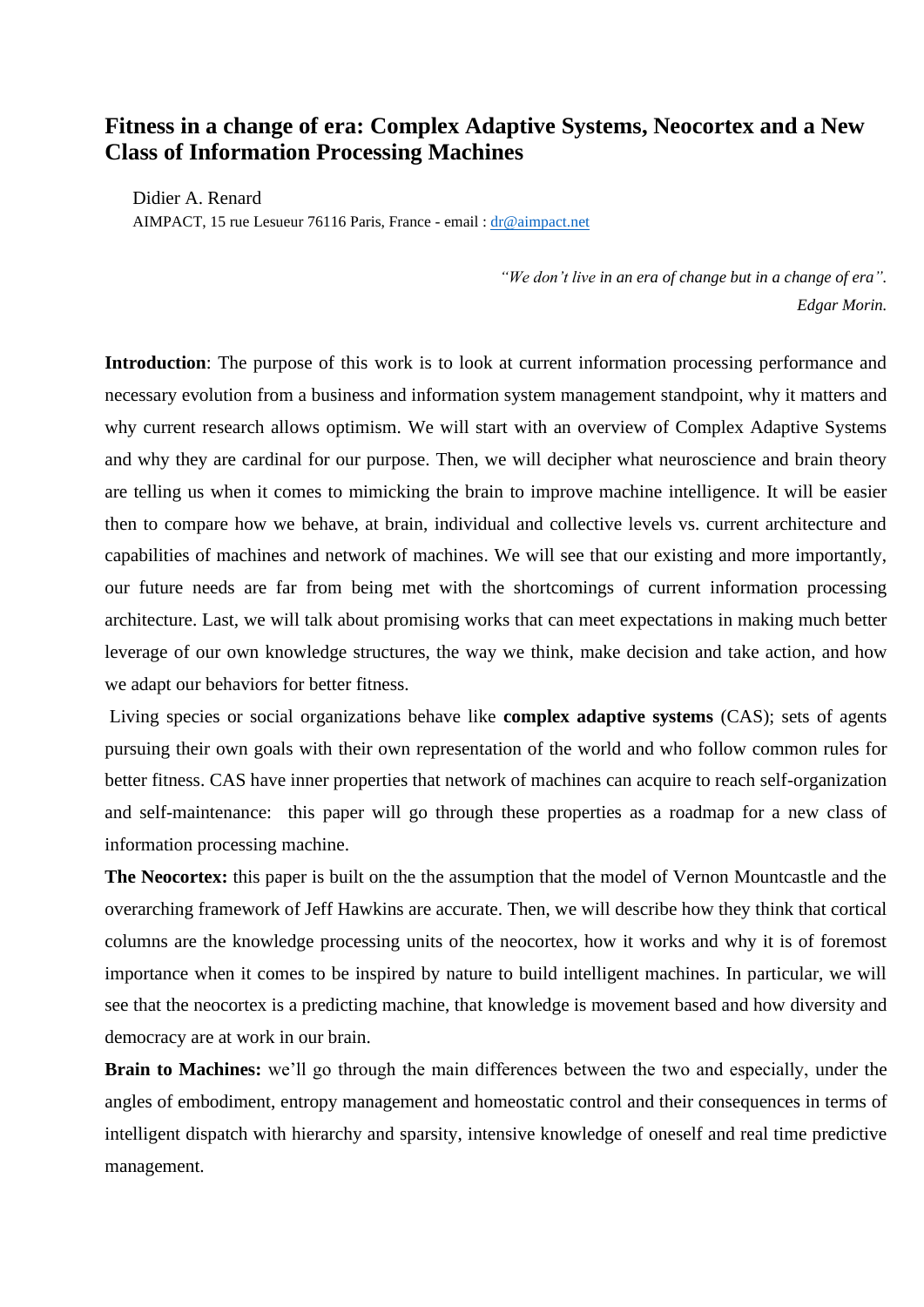# Fitness in a change of era: Complex Adaptive Systems, Neocortex and a New Class of Information Processing Machines

Didier A. Renard

AIMPACT, 15 rue Lesueur 76116 Paris, France - email : dr@aimpact.net

> *"We don't live in an era of change but in a change of era".*
> *Edgar Morin.*

**Introduction**: The purpose of this work is to look at current information processing performance and necessary evolution from a business and information system management standpoint, why it matters and why current research allows optimism. We will start with an overview of Complex Adaptive Systems and why they are cardinal for our purpose. Then, we will decipher what neuroscience and brain theory are telling us when it comes to mimicking the brain to improve machine intelligence. It will be easier then to compare how we behave, at brain, individual and collective levels vs. current architecture and capabilities of machines and network of machines. We will see that our existing and more importantly, our future needs are far from being met with the shortcomings of current information processing architecture. Last, we will talk about promising works that can meet expectations in making much better leverage of our own knowledge structures, the way we think, make decision and take action, and how we adapt our behaviors for better fitness.

Living species or social organizations behave like **complex adaptive systems** (CAS); sets of agents pursuing their own goals with their own representation of the world and who follow common rules for better fitness. CAS have inner properties that network of machines can acquire to reach self-organization and self-maintenance: this paper will go through these properties as a roadmap for a new class of information processing machine.

**The Neocortex:** this paper is built on the the assumption that the model of Vernon Mountcastle and the overarching framework of Jeff Hawkins are accurate. Then, we will describe how they think that cortical columns are the knowledge processing units of the neocortex, how it works and why it is of foremost importance when it comes to be inspired by nature to build intelligent machines. In particular, we will see that the neocortex is a predicting machine, that knowledge is movement based and how diversity and democracy are at work in our brain.

**Brain to Machines:** we'll go through the main differences between the two and especially, under the angles of embodiment, entropy management and homeostatic control and their consequences in terms of intelligent dispatch with hierarchy and sparsity, intensive knowledge of oneself and real time predictive management.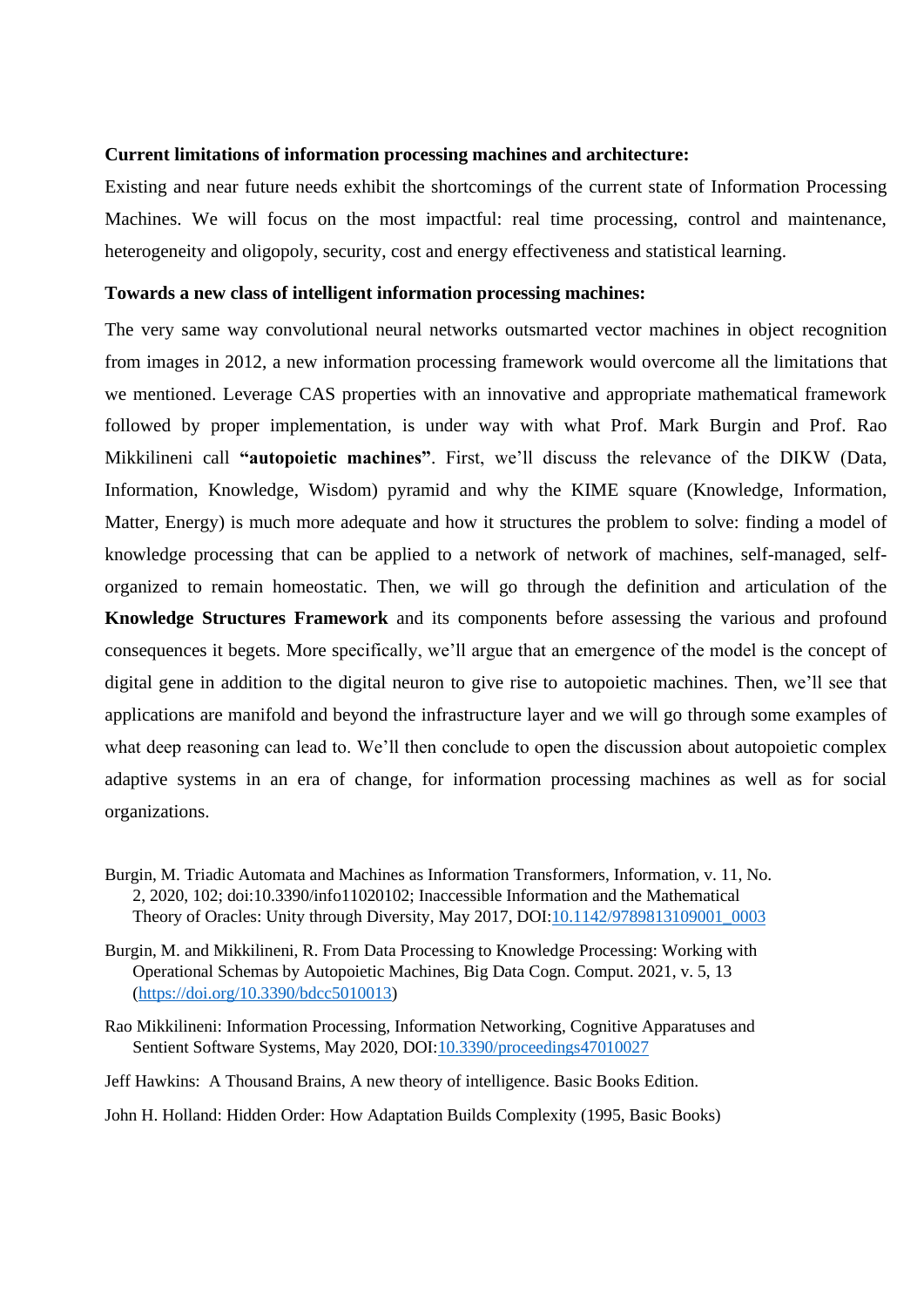**Current limitations of information processing machines and architecture:**

Existing and near future needs exhibit the shortcomings of the current state of Information Processing Machines. We will focus on the most impactful: real time processing, control and maintenance, heterogeneity and oligopoly, security, cost and energy effectiveness and statistical learning.

**Towards a new class of intelligent information processing machines:**

The very same way convolutional neural networks outsmarted vector machines in object recognition from images in 2012, a new information processing framework would overcome all the limitations that we mentioned. Leverage CAS properties with an innovative and appropriate mathematical framework followed by proper implementation, is under way with what Prof. Mark Burgin and Prof. Rao Mikkilineni call **"autopoietic machines"**. First, we'll discuss the relevance of the DIKW (Data, Information, Knowledge, Wisdom) pyramid and why the KIME square (Knowledge, Information, Matter, Energy) is much more adequate and how it structures the problem to solve: finding a model of knowledge processing that can be applied to a network of network of machines, self-managed, self-organized to remain homeostatic. Then, we will go through the definition and articulation of the **Knowledge Structures Framework** and its components before assessing the various and profound consequences it begets. More specifically, we'll argue that an emergence of the model is the concept of digital gene in addition to the digital neuron to give rise to autopoietic machines. Then, we'll see that applications are manifold and beyond the infrastructure layer and we will go through some examples of what deep reasoning can lead to. We'll then conclude to open the discussion about autopoietic complex adaptive systems in an era of change, for information processing machines as well as for social organizations.

Burgin, M. Triadic Automata and Machines as Information Transformers, Information, v. 11, No. 2, 2020, 102; doi:10.3390/info11020102; Inaccessible Information and the Mathematical Theory of Oracles: Unity through Diversity, May 2017, DOI:10.1142/9789813109001_0003

Burgin, M. and Mikkilineni, R. From Data Processing to Knowledge Processing: Working with Operational Schemas by Autopoietic Machines, Big Data Cogn. Comput. 2021, v. 5, 13 (https://doi.org/10.3390/bdcc5010013)

Rao Mikkilineni: Information Processing, Information Networking, Cognitive Apparatuses and Sentient Software Systems, May 2020, DOI:10.3390/proceedings47010027

Jeff Hawkins: A Thousand Brains, A new theory of intelligence. Basic Books Edition.

John H. Holland: Hidden Order: How Adaptation Builds Complexity (1995, Basic Books)